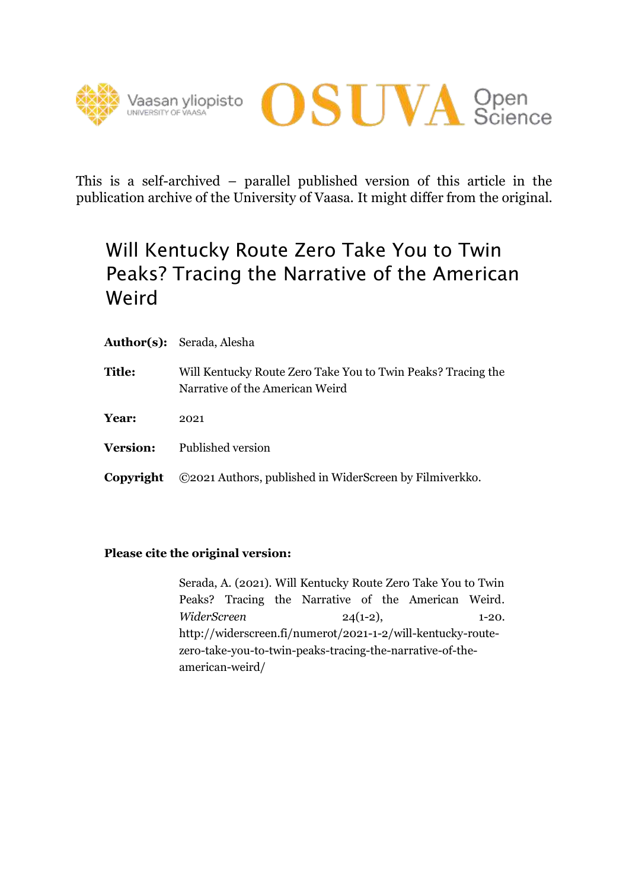This is a self-archived – parallel published version of this article in the publication archive of the University of Vaasa. It might differ from the original.

# Will Kentucky Route Zero Take You to Twin Peaks? Tracing the Narrative of the American Weird

**Author(s):** Serada, Alesha

**Title:** Will Kentucky Route Zero Take You to Twin Peaks? Tracing the Narrative of the American Weird

**Year:** 2021

**Version:** Published version

**Copyright** ©2021 Authors, published in WiderScreen by Filmiverkko.

**Please cite the original version:**

Serada, A. (2021). Will Kentucky Route Zero Take You to Twin Peaks? Tracing the Narrative of the American Weird. *WiderScreen* 24(1-2), 1-20. http://widerscreen.fi/numerot/2021-1-2/will-kentucky-route-zero-take-you-to-twin-peaks-tracing-the-narrative-of-the-american-weird/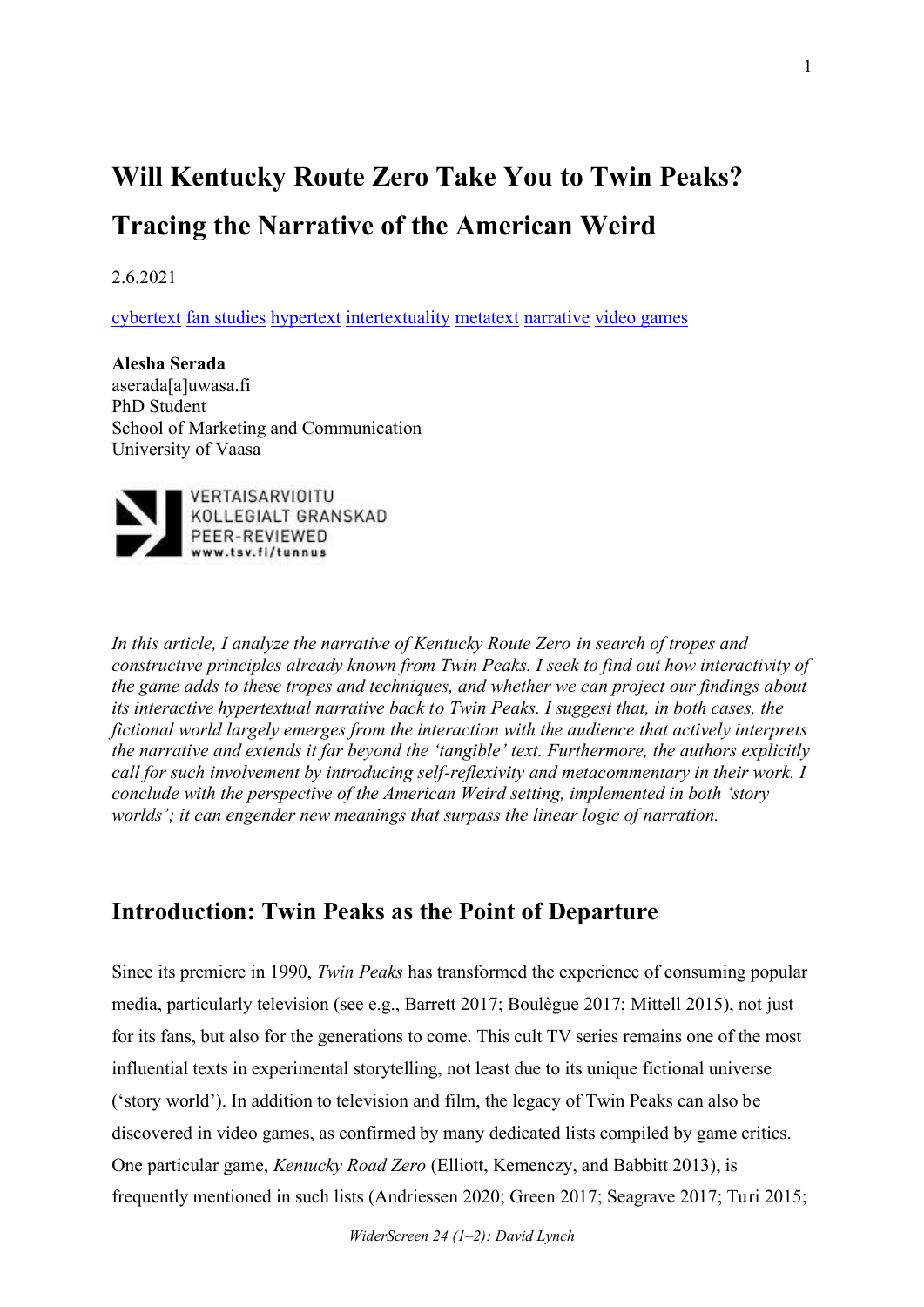# Will Kentucky Route Zero Take You to Twin Peaks? Tracing the Narrative of the American Weird

2.6.2021

[cybertext](#) [fan studies](#) [hypertext](#) [intertextuality](#) [metatext](#) [narrative](#) [video games](#)

**Alesha Serada**
aserada[a]uwasa.fi
PhD Student
School of Marketing and Communication
University of Vaasa

VERTAISARVIOITU
KOLLEGIALT GRANSKAD
PEER-REVIEWED
www.tsv.fi/tunnus

*In this article, I analyze the narrative of Kentucky Route Zero in search of tropes and constructive principles already known from Twin Peaks. I seek to find out how interactivity of the game adds to these tropes and techniques, and whether we can project our findings about its interactive hypertextual narrative back to Twin Peaks. I suggest that, in both cases, the fictional world largely emerges from the interaction with the audience that actively interprets the narrative and extends it far beyond the 'tangible' text. Furthermore, the authors explicitly call for such involvement by introducing self-reflexivity and metacommentary in their work. I conclude with the perspective of the American Weird setting, implemented in both 'story worlds'; it can engender new meanings that surpass the linear logic of narration.*

## Introduction: Twin Peaks as the Point of Departure

Since its premiere in 1990, *Twin Peaks* has transformed the experience of consuming popular media, particularly television (see e.g., Barrett 2017; Boulègue 2017; Mittell 2015), not just for its fans, but also for the generations to come. This cult TV series remains one of the most influential texts in experimental storytelling, not least due to its unique fictional universe ('story world'). In addition to television and film, the legacy of Twin Peaks can also be discovered in video games, as confirmed by many dedicated lists compiled by game critics. One particular game, *Kentucky Road Zero* (Elliott, Kemenczy, and Babbitt 2013), is frequently mentioned in such lists (Andriessen 2020; Green 2017; Seagrave 2017; Turi 2015;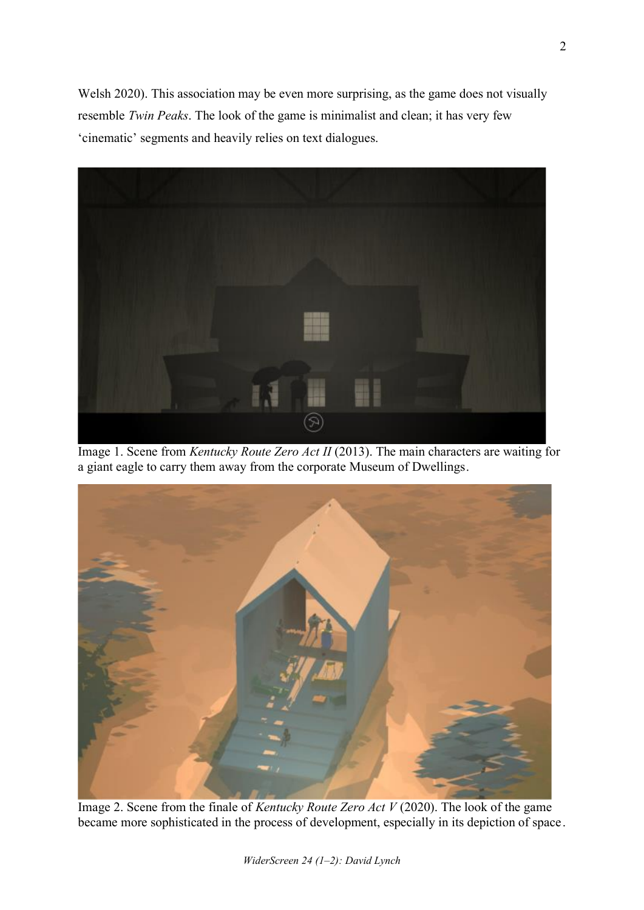Welsh 2020). This association may be even more surprising, as the game does not visually resemble *Twin Peaks*. The look of the game is minimalist and clean; it has very few 'cinematic' segments and heavily relies on text dialogues.

Image 1. Scene from *Kentucky Route Zero Act II* (2013). The main characters are waiting for a giant eagle to carry them away from the corporate Museum of Dwellings.

Image 2. Scene from the finale of *Kentucky Route Zero Act V* (2020). The look of the game became more sophisticated in the process of development, especially in its depiction of space.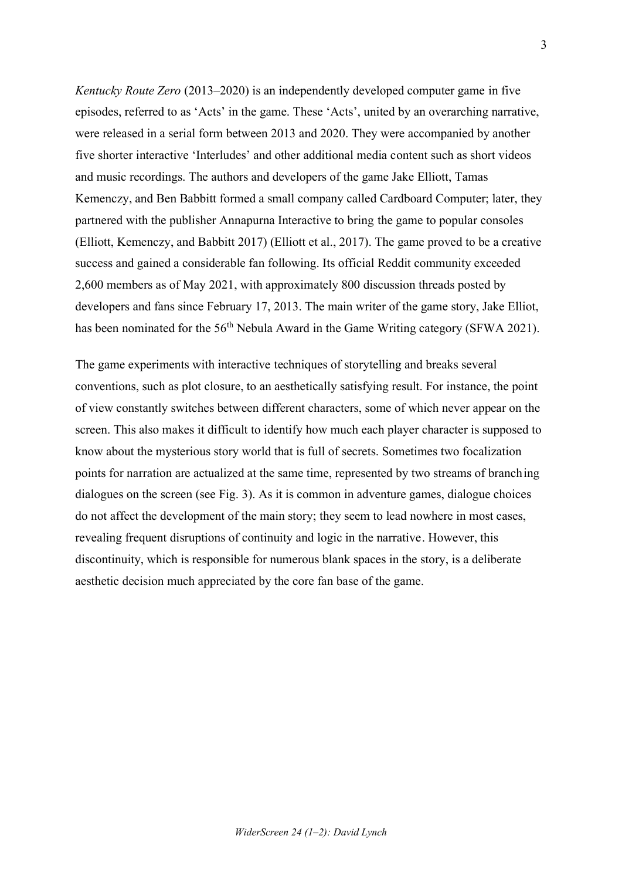*Kentucky Route Zero* (2013–2020) is an independently developed computer game in five episodes, referred to as 'Acts' in the game. These 'Acts', united by an overarching narrative, were released in a serial form between 2013 and 2020. They were accompanied by another five shorter interactive 'Interludes' and other additional media content such as short videos and music recordings. The authors and developers of the game Jake Elliott, Tamas Kemenczy, and Ben Babbitt formed a small company called Cardboard Computer; later, they partnered with the publisher Annapurna Interactive to bring the game to popular consoles (Elliott, Kemenczy, and Babbitt 2017) (Elliott et al., 2017). The game proved to be a creative success and gained a considerable fan following. Its official Reddit community exceeded 2,600 members as of May 2021, with approximately 800 discussion threads posted by developers and fans since February 17, 2013. The main writer of the game story, Jake Elliot, has been nominated for the 56th Nebula Award in the Game Writing category (SFWA 2021).

The game experiments with interactive techniques of storytelling and breaks several conventions, such as plot closure, to an aesthetically satisfying result. For instance, the point of view constantly switches between different characters, some of which never appear on the screen. This also makes it difficult to identify how much each player character is supposed to know about the mysterious story world that is full of secrets. Sometimes two focalization points for narration are actualized at the same time, represented by two streams of branching dialogues on the screen (see Fig. 3). As it is common in adventure games, dialogue choices do not affect the development of the main story; they seem to lead nowhere in most cases, revealing frequent disruptions of continuity and logic in the narrative. However, this discontinuity, which is responsible for numerous blank spaces in the story, is a deliberate aesthetic decision much appreciated by the core fan base of the game.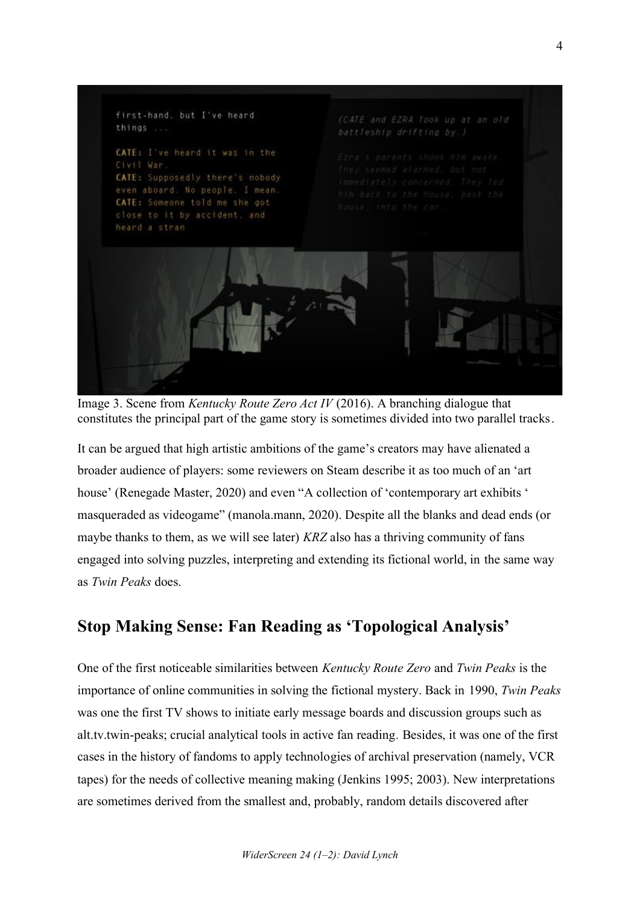Image 3. Scene from *Kentucky Route Zero Act IV* (2016). A branching dialogue that constitutes the principal part of the game story is sometimes divided into two parallel tracks.

It can be argued that high artistic ambitions of the game's creators may have alienated a broader audience of players: some reviewers on Steam describe it as too much of an 'art house' (Renegade Master, 2020) and even "A collection of 'contemporary art exhibits ' masqueraded as videogame" (manola.mann, 2020). Despite all the blanks and dead ends (or maybe thanks to them, as we will see later) *KRZ* also has a thriving community of fans engaged into solving puzzles, interpreting and extending its fictional world, in the same way as *Twin Peaks* does.

## Stop Making Sense: Fan Reading as 'Topological Analysis'

One of the first noticeable similarities between *Kentucky Route Zero* and *Twin Peaks* is the importance of online communities in solving the fictional mystery. Back in 1990, *Twin Peaks* was one the first TV shows to initiate early message boards and discussion groups such as alt.tv.twin-peaks; crucial analytical tools in active fan reading. Besides, it was one of the first cases in the history of fandoms to apply technologies of archival preservation (namely, VCR tapes) for the needs of collective meaning making (Jenkins 1995; 2003). New interpretations are sometimes derived from the smallest and, probably, random details discovered after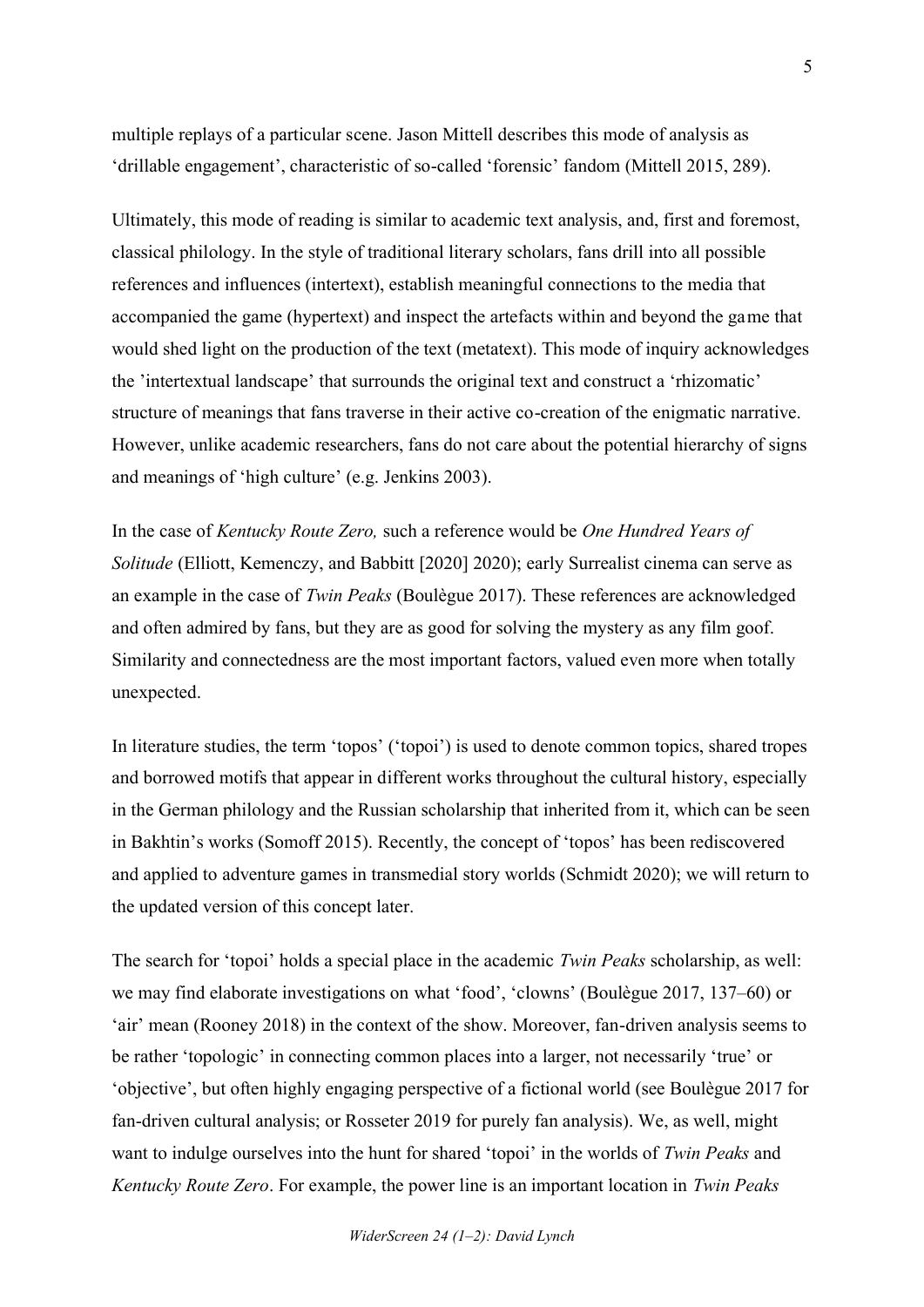multiple replays of a particular scene. Jason Mittell describes this mode of analysis as 'drillable engagement', characteristic of so-called 'forensic' fandom (Mittell 2015, 289).

Ultimately, this mode of reading is similar to academic text analysis, and, first and foremost, classical philology. In the style of traditional literary scholars, fans drill into all possible references and influences (intertext), establish meaningful connections to the media that accompanied the game (hypertext) and inspect the artefacts within and beyond the game that would shed light on the production of the text (metatext). This mode of inquiry acknowledges the 'intertextual landscape' that surrounds the original text and construct a 'rhizomatic' structure of meanings that fans traverse in their active co-creation of the enigmatic narrative. However, unlike academic researchers, fans do not care about the potential hierarchy of signs and meanings of 'high culture' (e.g. Jenkins 2003).

In the case of *Kentucky Route Zero,* such a reference would be *One Hundred Years of Solitude* (Elliott, Kemenczy, and Babbitt [2020] 2020); early Surrealist cinema can serve as an example in the case of *Twin Peaks* (Boulègue 2017). These references are acknowledged and often admired by fans, but they are as good for solving the mystery as any film goof. Similarity and connectedness are the most important factors, valued even more when totally unexpected.

In literature studies, the term 'topos' ('topoi') is used to denote common topics, shared tropes and borrowed motifs that appear in different works throughout the cultural history, especially in the German philology and the Russian scholarship that inherited from it, which can be seen in Bakhtin's works (Somoff 2015). Recently, the concept of 'topos' has been rediscovered and applied to adventure games in transmedial story worlds (Schmidt 2020); we will return to the updated version of this concept later.

The search for 'topoi' holds a special place in the academic *Twin Peaks* scholarship, as well: we may find elaborate investigations on what 'food', 'clowns' (Boulègue 2017, 137–60) or 'air' mean (Rooney 2018) in the context of the show. Moreover, fan-driven analysis seems to be rather 'topologic' in connecting common places into a larger, not necessarily 'true' or 'objective', but often highly engaging perspective of a fictional world (see Boulègue 2017 for fan-driven cultural analysis; or Rosseter 2019 for purely fan analysis). We, as well, might want to indulge ourselves into the hunt for shared 'topoi' in the worlds of *Twin Peaks* and *Kentucky Route Zero*. For example, the power line is an important location in *Twin Peaks*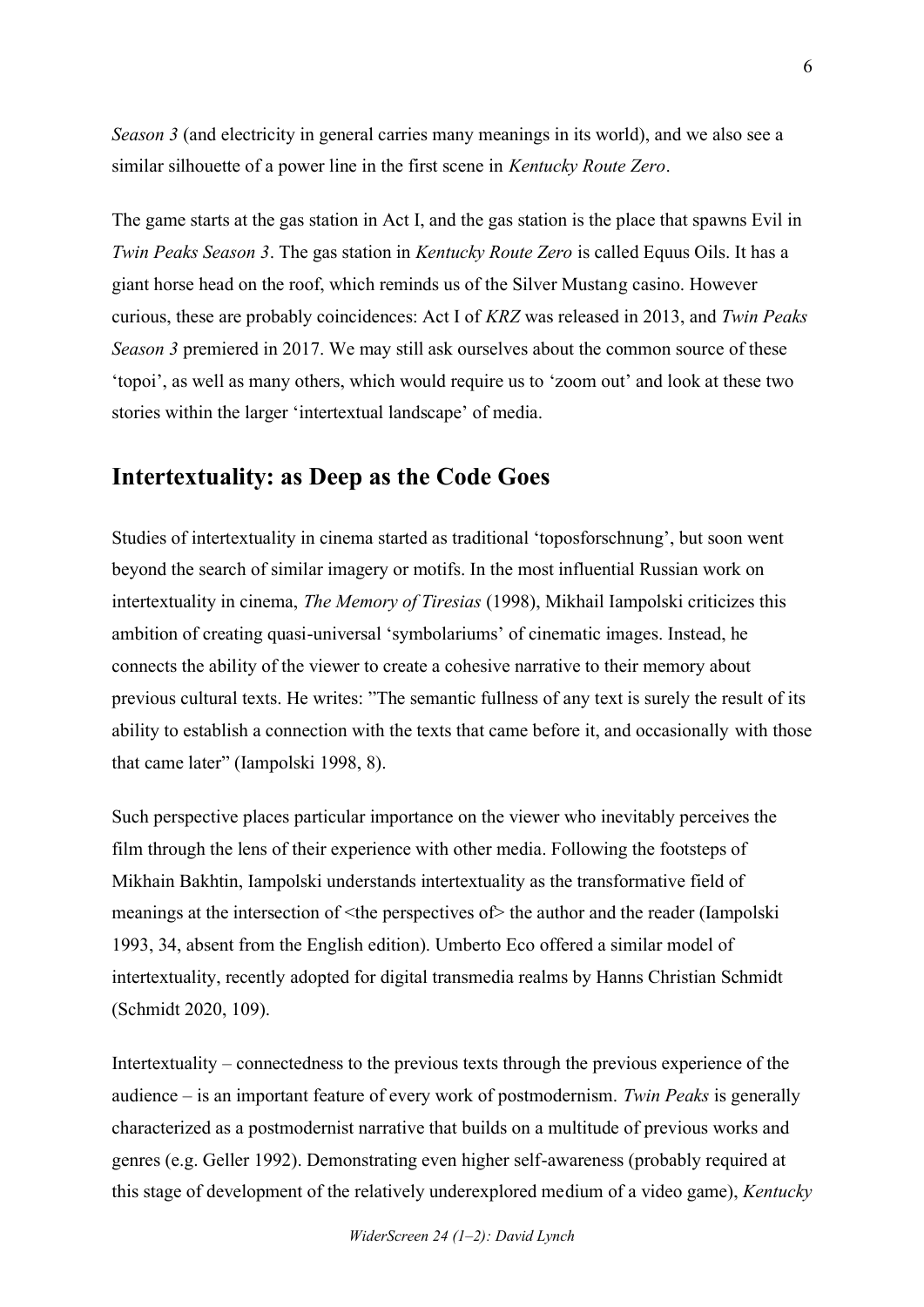*Season 3* (and electricity in general carries many meanings in its world), and we also see a similar silhouette of a power line in the first scene in *Kentucky Route Zero*.

The game starts at the gas station in Act I, and the gas station is the place that spawns Evil in *Twin Peaks Season 3*. The gas station in *Kentucky Route Zero* is called Equus Oils. It has a giant horse head on the roof, which reminds us of the Silver Mustang casino. However curious, these are probably coincidences: Act I of *KRZ* was released in 2013, and *Twin Peaks Season 3* premiered in 2017. We may still ask ourselves about the common source of these 'topoi', as well as many others, which would require us to 'zoom out' and look at these two stories within the larger 'intertextual landscape' of media.

## Intertextuality: as Deep as the Code Goes

Studies of intertextuality in cinema started as traditional 'toposforschnung', but soon went beyond the search of similar imagery or motifs. In the most influential Russian work on intertextuality in cinema, *The Memory of Tiresias* (1998), Mikhail Iampolski criticizes this ambition of creating quasi-universal 'symbolariums' of cinematic images. Instead, he connects the ability of the viewer to create a cohesive narrative to their memory about previous cultural texts. He writes: "The semantic fullness of any text is surely the result of its ability to establish a connection with the texts that came before it, and occasionally with those that came later" (Iampolski 1998, 8).

Such perspective places particular importance on the viewer who inevitably perceives the film through the lens of their experience with other media. Following the footsteps of Mikhain Bakhtin, Iampolski understands intertextuality as the transformative field of meanings at the intersection of <the perspectives of> the author and the reader (Iampolski 1993, 34, absent from the English edition). Umberto Eco offered a similar model of intertextuality, recently adopted for digital transmedia realms by Hanns Christian Schmidt (Schmidt 2020, 109).

Intertextuality – connectedness to the previous texts through the previous experience of the audience – is an important feature of every work of postmodernism. *Twin Peaks* is generally characterized as a postmodernist narrative that builds on a multitude of previous works and genres (e.g. Geller 1992). Demonstrating even higher self-awareness (probably required at this stage of development of the relatively underexplored medium of a video game), *Kentucky*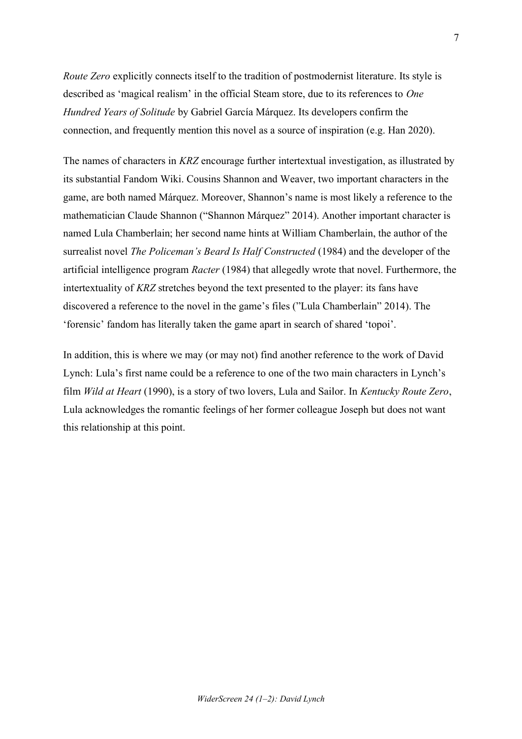*Route Zero* explicitly connects itself to the tradition of postmodernist literature. Its style is described as 'magical realism' in the official Steam store, due to its references to *One Hundred Years of Solitude* by Gabriel García Márquez. Its developers confirm the connection, and frequently mention this novel as a source of inspiration (e.g. Han 2020).

The names of characters in *KRZ* encourage further intertextual investigation, as illustrated by its substantial Fandom Wiki. Cousins Shannon and Weaver, two important characters in the game, are both named Márquez. Moreover, Shannon's name is most likely a reference to the mathematician Claude Shannon ("Shannon Márquez" 2014). Another important character is named Lula Chamberlain; her second name hints at William Chamberlain, the author of the surrealist novel *The Policeman's Beard Is Half Constructed* (1984) and the developer of the artificial intelligence program *Racter* (1984) that allegedly wrote that novel. Furthermore, the intertextuality of *KRZ* stretches beyond the text presented to the player: its fans have discovered a reference to the novel in the game's files ("Lula Chamberlain" 2014). The 'forensic' fandom has literally taken the game apart in search of shared 'topoi'.

In addition, this is where we may (or may not) find another reference to the work of David Lynch: Lula's first name could be a reference to one of the two main characters in Lynch's film *Wild at Heart* (1990), is a story of two lovers, Lula and Sailor. In *Kentucky Route Zero*, Lula acknowledges the romantic feelings of her former colleague Joseph but does not want this relationship at this point.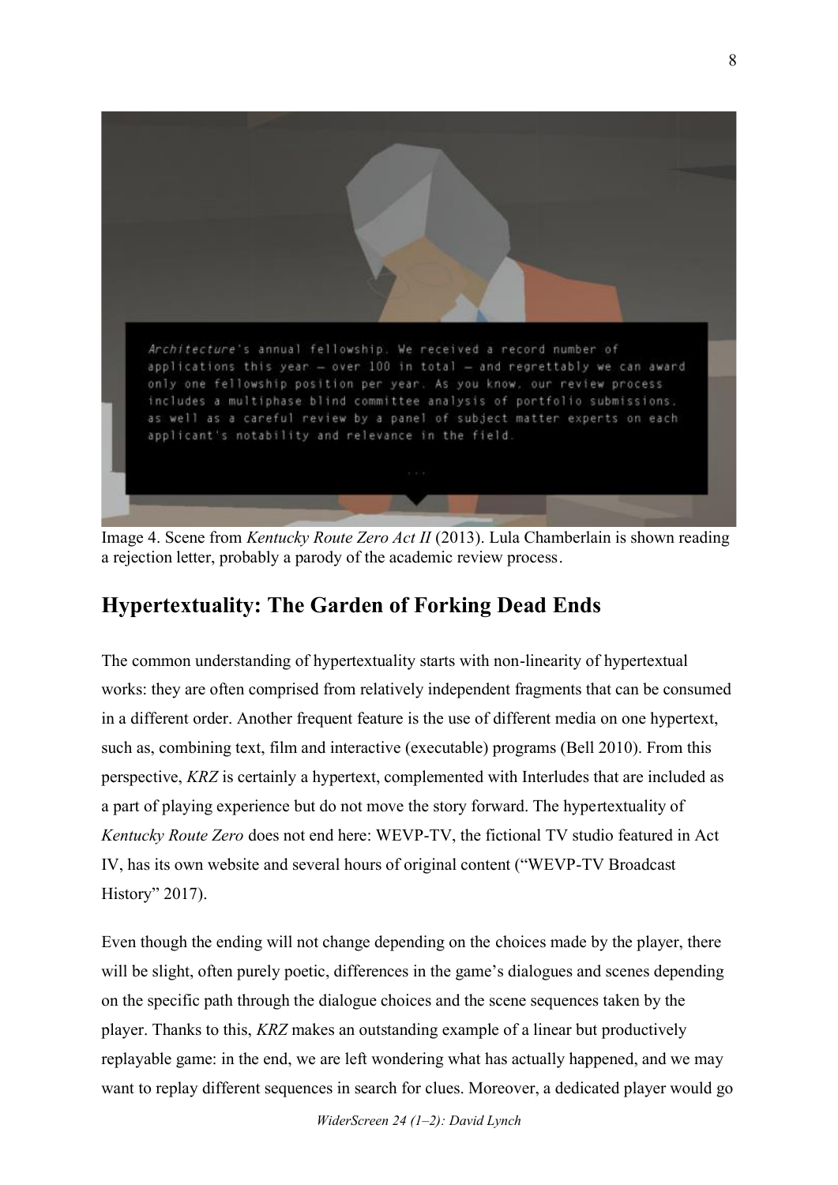Image 4. Scene from *Kentucky Route Zero Act II* (2013). Lula Chamberlain is shown reading a rejection letter, probably a parody of the academic review process.

## Hypertextuality: The Garden of Forking Dead Ends

The common understanding of hypertextuality starts with non-linearity of hypertextual works: they are often comprised from relatively independent fragments that can be consumed in a different order. Another frequent feature is the use of different media on one hypertext, such as, combining text, film and interactive (executable) programs (Bell 2010). From this perspective, *KRZ* is certainly a hypertext, complemented with Interludes that are included as a part of playing experience but do not move the story forward. The hypertextuality of *Kentucky Route Zero* does not end here: WEVP-TV, the fictional TV studio featured in Act IV, has its own website and several hours of original content ("WEVP-TV Broadcast History" 2017).

Even though the ending will not change depending on the choices made by the player, there will be slight, often purely poetic, differences in the game's dialogues and scenes depending on the specific path through the dialogue choices and the scene sequences taken by the player. Thanks to this, *KRZ* makes an outstanding example of a linear but productively replayable game: in the end, we are left wondering what has actually happened, and we may want to replay different sequences in search for clues. Moreover, a dedicated player would go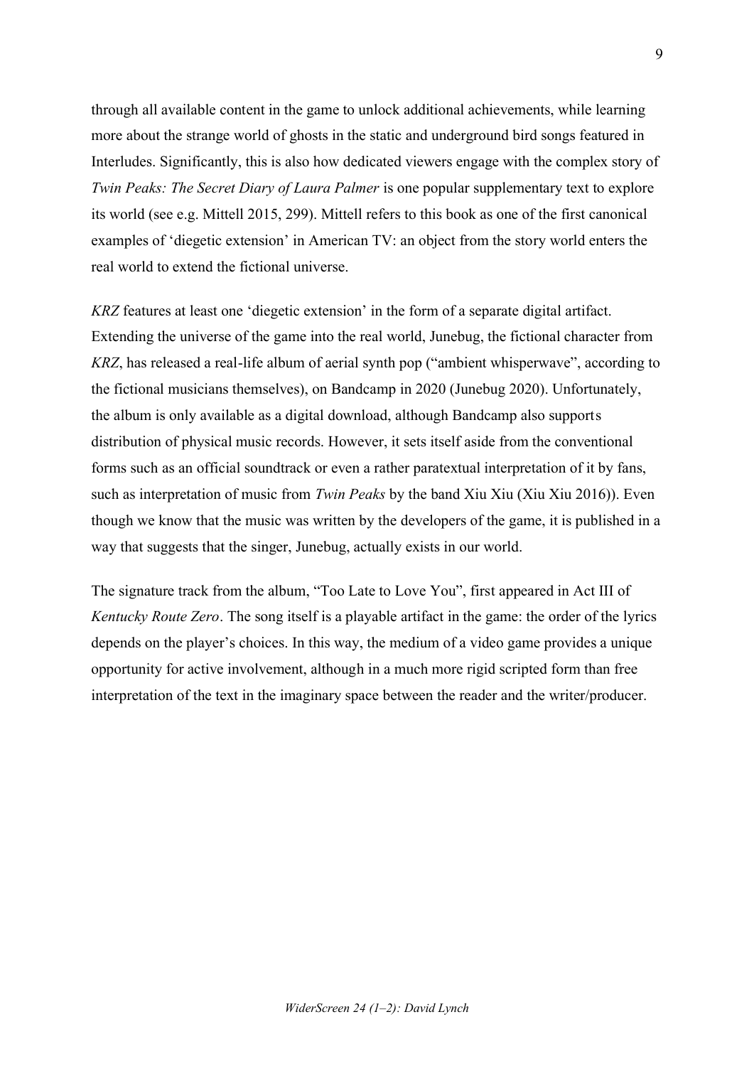through all available content in the game to unlock additional achievements, while learning more about the strange world of ghosts in the static and underground bird songs featured in Interludes. Significantly, this is also how dedicated viewers engage with the complex story of *Twin Peaks: The Secret Diary of Laura Palmer* is one popular supplementary text to explore its world (see e.g. Mittell 2015, 299). Mittell refers to this book as one of the first canonical examples of 'diegetic extension' in American TV: an object from the story world enters the real world to extend the fictional universe.

*KRZ* features at least one 'diegetic extension' in the form of a separate digital artifact. Extending the universe of the game into the real world, Junebug, the fictional character from *KRZ*, has released a real-life album of aerial synth pop ("ambient whisperwave", according to the fictional musicians themselves), on Bandcamp in 2020 (Junebug 2020). Unfortunately, the album is only available as a digital download, although Bandcamp also supports distribution of physical music records. However, it sets itself aside from the conventional forms such as an official soundtrack or even a rather paratextual interpretation of it by fans, such as interpretation of music from *Twin Peaks* by the band Xiu Xiu (Xiu Xiu 2016)). Even though we know that the music was written by the developers of the game, it is published in a way that suggests that the singer, Junebug, actually exists in our world.

The signature track from the album, "Too Late to Love You", first appeared in Act III of *Kentucky Route Zero*. The song itself is a playable artifact in the game: the order of the lyrics depends on the player's choices. In this way, the medium of a video game provides a unique opportunity for active involvement, although in a much more rigid scripted form than free interpretation of the text in the imaginary space between the reader and the writer/producer.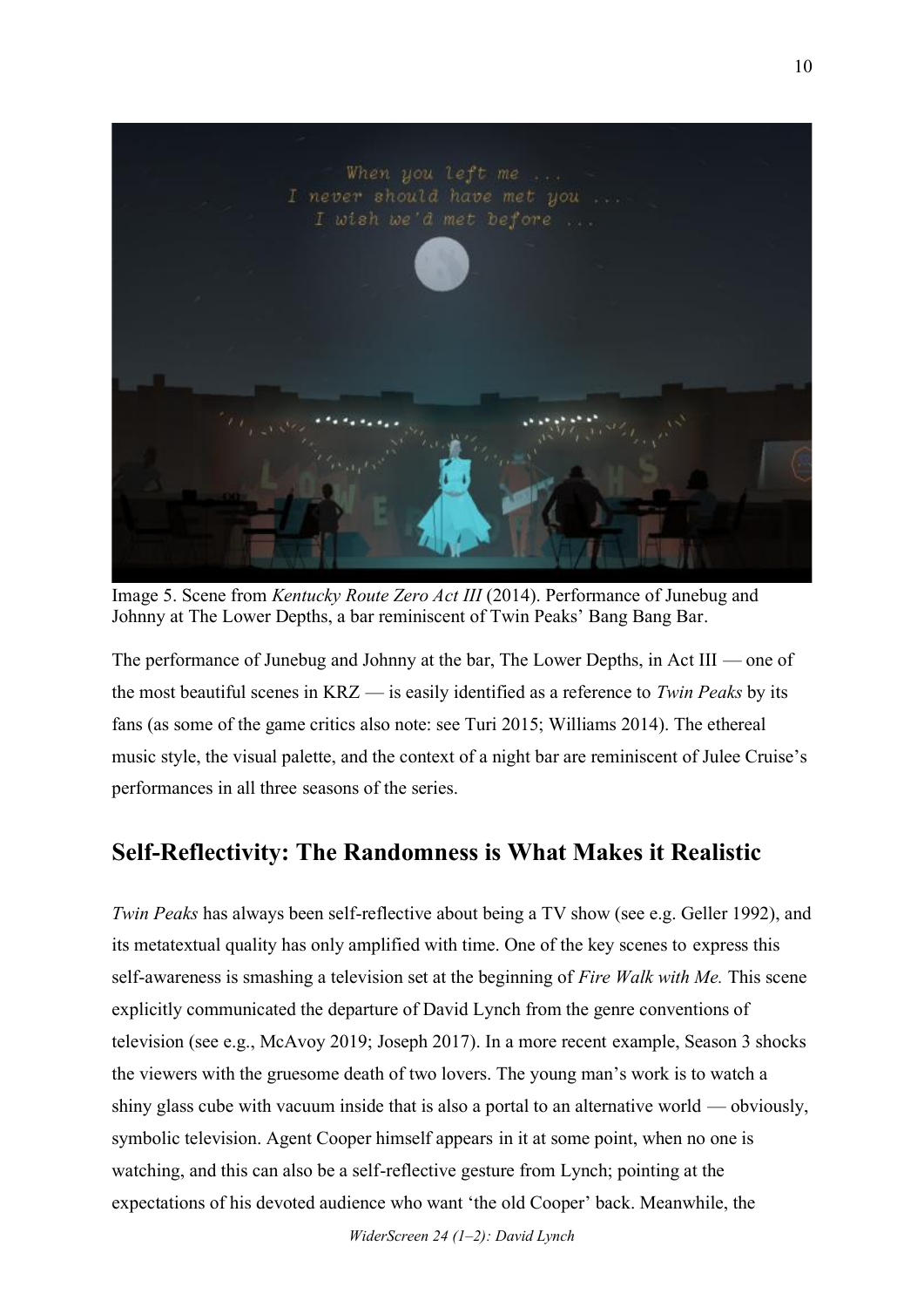Image 5. Scene from *Kentucky Route Zero Act III* (2014). Performance of Junebug and Johnny at The Lower Depths, a bar reminiscent of Twin Peaks' Bang Bang Bar.

The performance of Junebug and Johnny at the bar, The Lower Depths, in Act III — one of the most beautiful scenes in KRZ — is easily identified as a reference to *Twin Peaks* by its fans (as some of the game critics also note: see Turi 2015; Williams 2014). The ethereal music style, the visual palette, and the context of a night bar are reminiscent of Julee Cruise's performances in all three seasons of the series.

## Self-Reflectivity: The Randomness is What Makes it Realistic

*Twin Peaks* has always been self-reflective about being a TV show (see e.g. Geller 1992), and its metatextual quality has only amplified with time. One of the key scenes to express this self-awareness is smashing a television set at the beginning of *Fire Walk with Me.* This scene explicitly communicated the departure of David Lynch from the genre conventions of television (see e.g., McAvoy 2019; Joseph 2017). In a more recent example, Season 3 shocks the viewers with the gruesome death of two lovers. The young man's work is to watch a shiny glass cube with vacuum inside that is also a portal to an alternative world — obviously, symbolic television. Agent Cooper himself appears in it at some point, when no one is watching, and this can also be a self-reflective gesture from Lynch; pointing at the expectations of his devoted audience who want 'the old Cooper' back. Meanwhile, the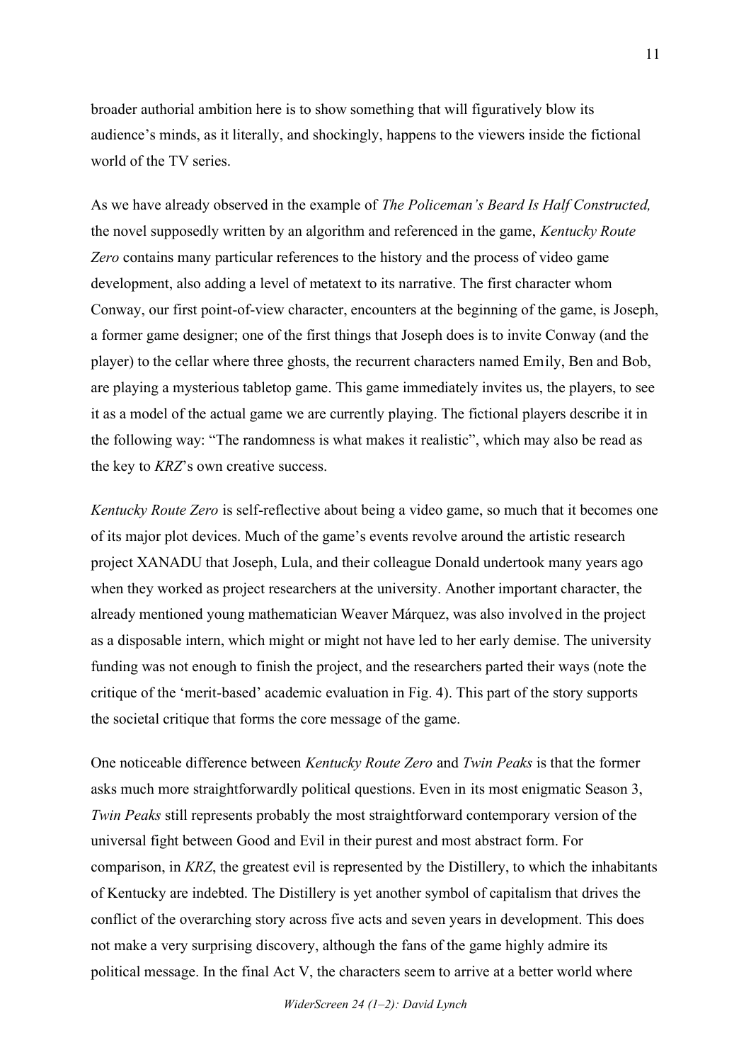broader authorial ambition here is to show something that will figuratively blow its audience's minds, as it literally, and shockingly, happens to the viewers inside the fictional world of the TV series.

As we have already observed in the example of *The Policeman's Beard Is Half Constructed,* the novel supposedly written by an algorithm and referenced in the game, *Kentucky Route Zero* contains many particular references to the history and the process of video game development, also adding a level of metatext to its narrative. The first character whom Conway, our first point-of-view character, encounters at the beginning of the game, is Joseph, a former game designer; one of the first things that Joseph does is to invite Conway (and the player) to the cellar where three ghosts, the recurrent characters named Emily, Ben and Bob, are playing a mysterious tabletop game. This game immediately invites us, the players, to see it as a model of the actual game we are currently playing. The fictional players describe it in the following way: "The randomness is what makes it realistic", which may also be read as the key to *KRZ*'s own creative success.

*Kentucky Route Zero* is self-reflective about being a video game, so much that it becomes one of its major plot devices. Much of the game's events revolve around the artistic research project XANADU that Joseph, Lula, and their colleague Donald undertook many years ago when they worked as project researchers at the university. Another important character, the already mentioned young mathematician Weaver Márquez, was also involved in the project as a disposable intern, which might or might not have led to her early demise. The university funding was not enough to finish the project, and the researchers parted their ways (note the critique of the 'merit-based' academic evaluation in Fig. 4). This part of the story supports the societal critique that forms the core message of the game.

One noticeable difference between *Kentucky Route Zero* and *Twin Peaks* is that the former asks much more straightforwardly political questions. Even in its most enigmatic Season 3, *Twin Peaks* still represents probably the most straightforward contemporary version of the universal fight between Good and Evil in their purest and most abstract form. For comparison, in *KRZ*, the greatest evil is represented by the Distillery, to which the inhabitants of Kentucky are indebted. The Distillery is yet another symbol of capitalism that drives the conflict of the overarching story across five acts and seven years in development. This does not make a very surprising discovery, although the fans of the game highly admire its political message. In the final Act V, the characters seem to arrive at a better world where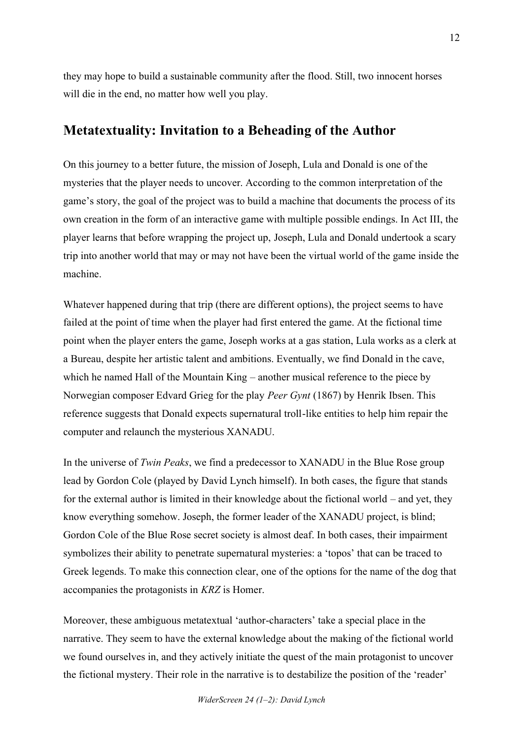they may hope to build a sustainable community after the flood. Still, two innocent horses will die in the end, no matter how well you play.

## Metatextuality: Invitation to a Beheading of the Author

On this journey to a better future, the mission of Joseph, Lula and Donald is one of the mysteries that the player needs to uncover. According to the common interpretation of the game's story, the goal of the project was to build a machine that documents the process of its own creation in the form of an interactive game with multiple possible endings. In Act III, the player learns that before wrapping the project up, Joseph, Lula and Donald undertook a scary trip into another world that may or may not have been the virtual world of the game inside the machine.

Whatever happened during that trip (there are different options), the project seems to have failed at the point of time when the player had first entered the game. At the fictional time point when the player enters the game, Joseph works at a gas station, Lula works as a clerk at a Bureau, despite her artistic talent and ambitions. Eventually, we find Donald in the cave, which he named Hall of the Mountain King – another musical reference to the piece by Norwegian composer Edvard Grieg for the play *Peer Gynt* (1867) by Henrik Ibsen. This reference suggests that Donald expects supernatural troll-like entities to help him repair the computer and relaunch the mysterious XANADU.

In the universe of *Twin Peaks*, we find a predecessor to XANADU in the Blue Rose group lead by Gordon Cole (played by David Lynch himself). In both cases, the figure that stands for the external author is limited in their knowledge about the fictional world – and yet, they know everything somehow. Joseph, the former leader of the XANADU project, is blind; Gordon Cole of the Blue Rose secret society is almost deaf. In both cases, their impairment symbolizes their ability to penetrate supernatural mysteries: a 'topos' that can be traced to Greek legends. To make this connection clear, one of the options for the name of the dog that accompanies the protagonists in *KRZ* is Homer.

Moreover, these ambiguous metatextual 'author-characters' take a special place in the narrative. They seem to have the external knowledge about the making of the fictional world we found ourselves in, and they actively initiate the quest of the main protagonist to uncover the fictional mystery. Their role in the narrative is to destabilize the position of the 'reader'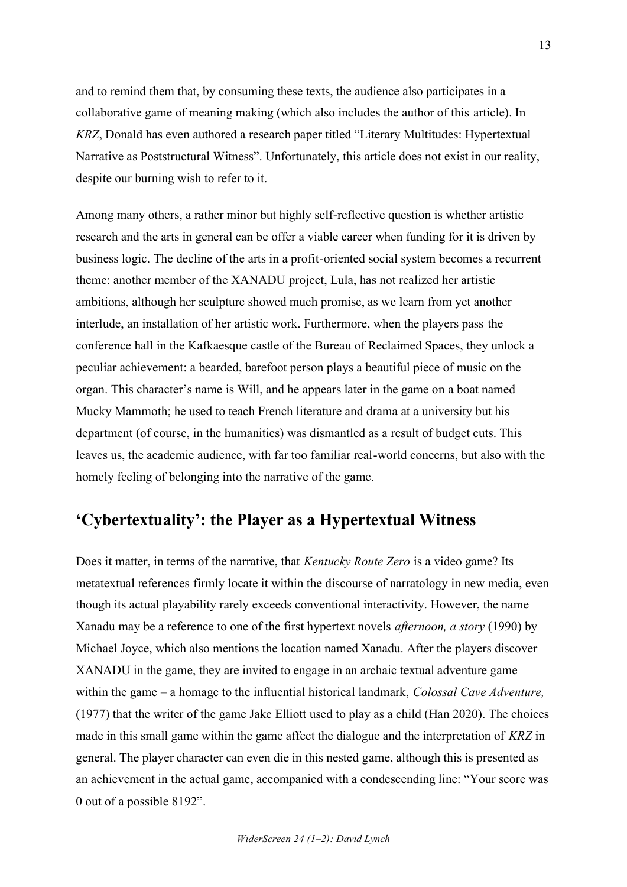and to remind them that, by consuming these texts, the audience also participates in a collaborative game of meaning making (which also includes the author of this article). In *KRZ*, Donald has even authored a research paper titled "Literary Multitudes: Hypertextual Narrative as Poststructural Witness". Unfortunately, this article does not exist in our reality, despite our burning wish to refer to it.

Among many others, a rather minor but highly self-reflective question is whether artistic research and the arts in general can be offer a viable career when funding for it is driven by business logic. The decline of the arts in a profit-oriented social system becomes a recurrent theme: another member of the XANADU project, Lula, has not realized her artistic ambitions, although her sculpture showed much promise, as we learn from yet another interlude, an installation of her artistic work. Furthermore, when the players pass the conference hall in the Kafkaesque castle of the Bureau of Reclaimed Spaces, they unlock a peculiar achievement: a bearded, barefoot person plays a beautiful piece of music on the organ. This character's name is Will, and he appears later in the game on a boat named Mucky Mammoth; he used to teach French literature and drama at a university but his department (of course, in the humanities) was dismantled as a result of budget cuts. This leaves us, the academic audience, with far too familiar real-world concerns, but also with the homely feeling of belonging into the narrative of the game.

## 'Cybertextuality': the Player as a Hypertextual Witness

Does it matter, in terms of the narrative, that *Kentucky Route Zero* is a video game? Its metatextual references firmly locate it within the discourse of narratology in new media, even though its actual playability rarely exceeds conventional interactivity. However, the name Xanadu may be a reference to one of the first hypertext novels *afternoon, a story* (1990) by Michael Joyce, which also mentions the location named Xanadu. After the players discover XANADU in the game, they are invited to engage in an archaic textual adventure game within the game – a homage to the influential historical landmark, *Colossal Cave Adventure,* (1977) that the writer of the game Jake Elliott used to play as a child (Han 2020). The choices made in this small game within the game affect the dialogue and the interpretation of *KRZ* in general. The player character can even die in this nested game, although this is presented as an achievement in the actual game, accompanied with a condescending line: "Your score was 0 out of a possible 8192".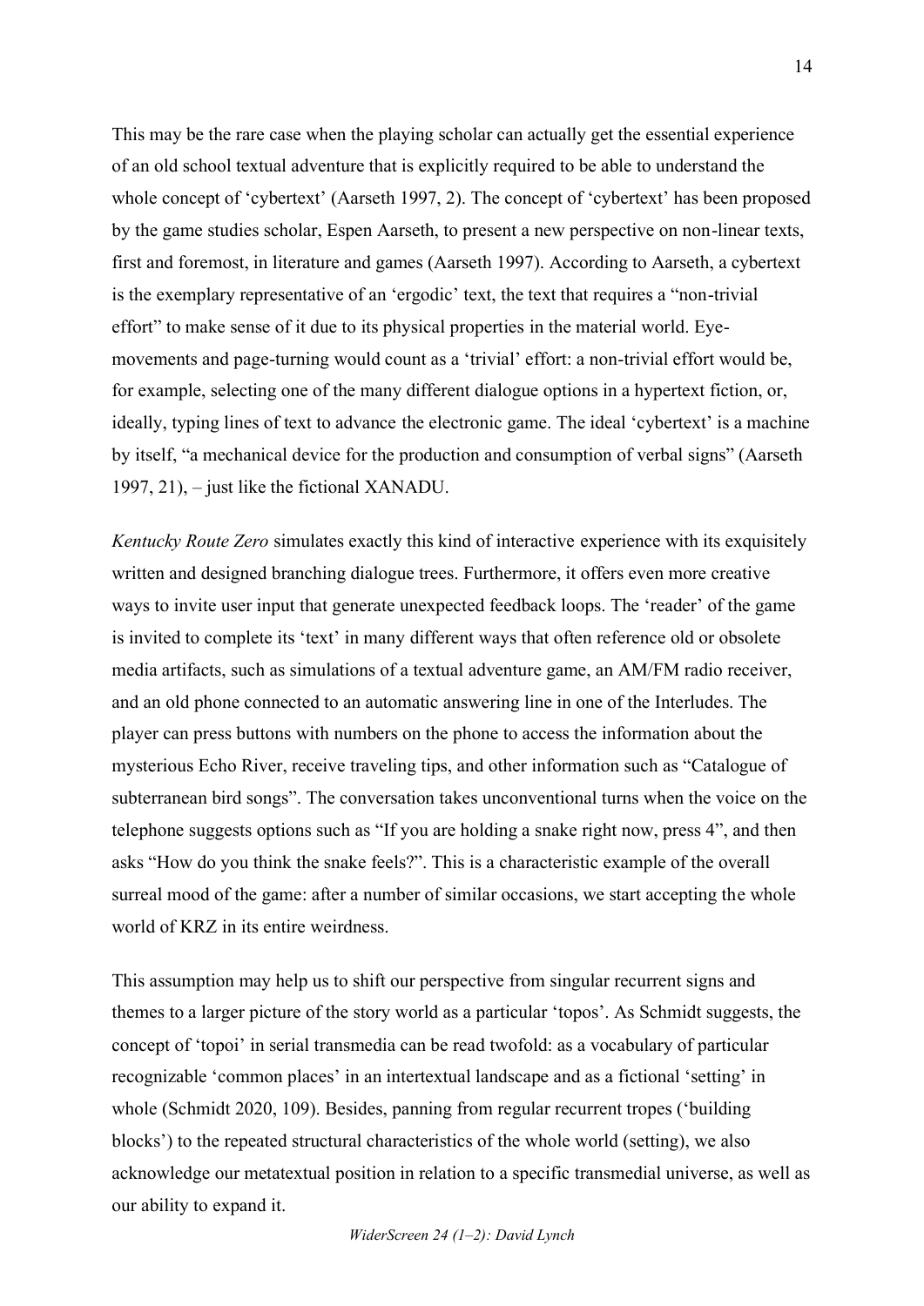This may be the rare case when the playing scholar can actually get the essential experience of an old school textual adventure that is explicitly required to be able to understand the whole concept of 'cybertext' (Aarseth 1997, 2). The concept of 'cybertext' has been proposed by the game studies scholar, Espen Aarseth, to present a new perspective on non-linear texts, first and foremost, in literature and games (Aarseth 1997). According to Aarseth, a cybertext is the exemplary representative of an 'ergodic' text, the text that requires a "non-trivial effort" to make sense of it due to its physical properties in the material world. Eye-movements and page-turning would count as a 'trivial' effort: a non-trivial effort would be, for example, selecting one of the many different dialogue options in a hypertext fiction, or, ideally, typing lines of text to advance the electronic game. The ideal 'cybertext' is a machine by itself, "a mechanical device for the production and consumption of verbal signs" (Aarseth 1997, 21), – just like the fictional XANADU.

*Kentucky Route Zero* simulates exactly this kind of interactive experience with its exquisitely written and designed branching dialogue trees. Furthermore, it offers even more creative ways to invite user input that generate unexpected feedback loops. The 'reader' of the game is invited to complete its 'text' in many different ways that often reference old or obsolete media artifacts, such as simulations of a textual adventure game, an AM/FM radio receiver, and an old phone connected to an automatic answering line in one of the Interludes. The player can press buttons with numbers on the phone to access the information about the mysterious Echo River, receive traveling tips, and other information such as "Catalogue of subterranean bird songs". The conversation takes unconventional turns when the voice on the telephone suggests options such as "If you are holding a snake right now, press 4", and then asks "How do you think the snake feels?". This is a characteristic example of the overall surreal mood of the game: after a number of similar occasions, we start accepting the whole world of KRZ in its entire weirdness.

This assumption may help us to shift our perspective from singular recurrent signs and themes to a larger picture of the story world as a particular 'topos'. As Schmidt suggests, the concept of 'topoi' in serial transmedia can be read twofold: as a vocabulary of particular recognizable 'common places' in an intertextual landscape and as a fictional 'setting' in whole (Schmidt 2020, 109). Besides, panning from regular recurrent tropes ('building blocks') to the repeated structural characteristics of the whole world (setting), we also acknowledge our metatextual position in relation to a specific transmedial universe, as well as our ability to expand it.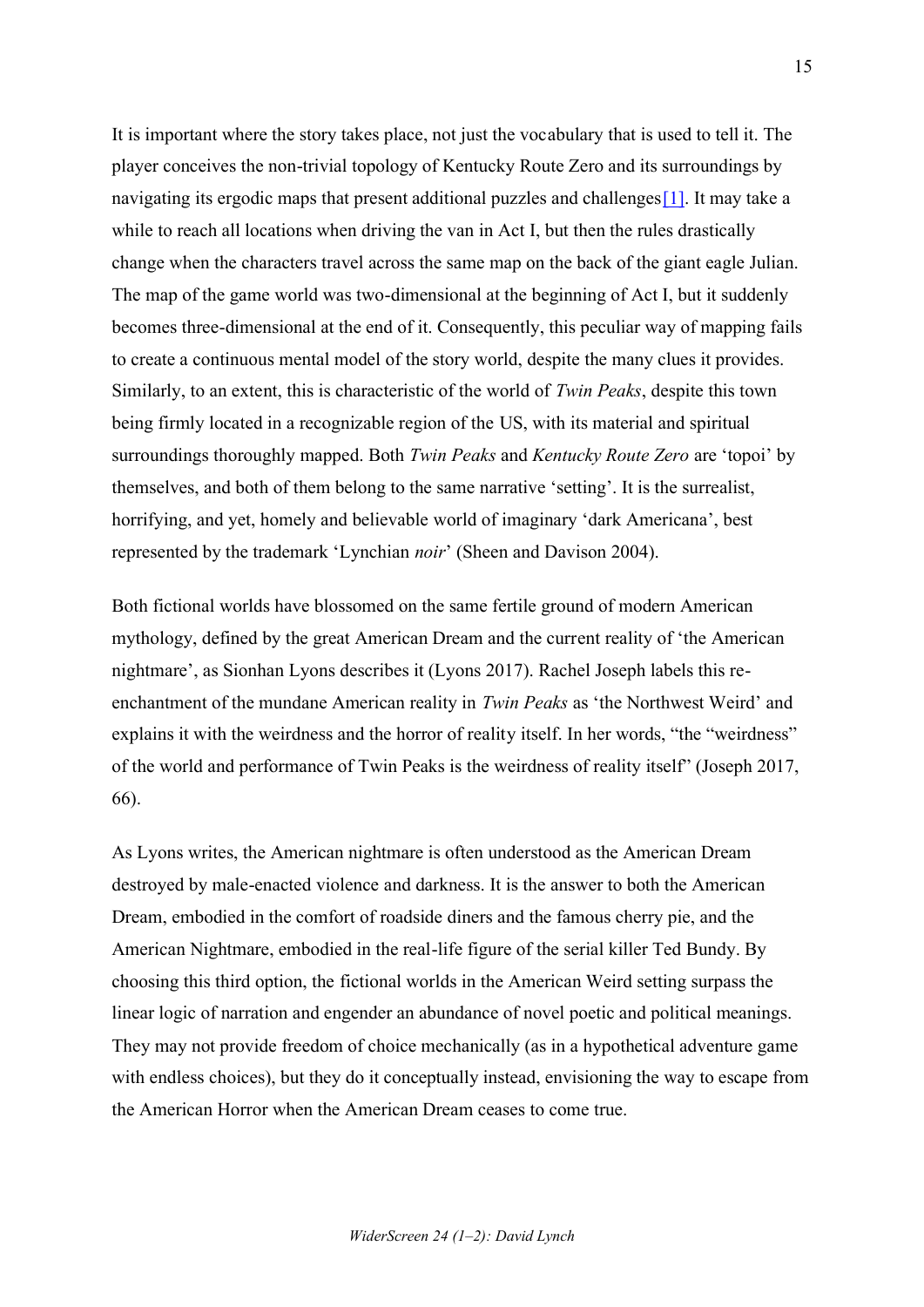It is important where the story takes place, not just the vocabulary that is used to tell it. The player conceives the non-trivial topology of Kentucky Route Zero and its surroundings by navigating its ergodic maps that present additional puzzles and challenges[1]. It may take a while to reach all locations when driving the van in Act I, but then the rules drastically change when the characters travel across the same map on the back of the giant eagle Julian. The map of the game world was two-dimensional at the beginning of Act I, but it suddenly becomes three-dimensional at the end of it. Consequently, this peculiar way of mapping fails to create a continuous mental model of the story world, despite the many clues it provides. Similarly, to an extent, this is characteristic of the world of *Twin Peaks*, despite this town being firmly located in a recognizable region of the US, with its material and spiritual surroundings thoroughly mapped. Both *Twin Peaks* and *Kentucky Route Zero* are 'topoi' by themselves, and both of them belong to the same narrative 'setting'. It is the surrealist, horrifying, and yet, homely and believable world of imaginary 'dark Americana', best represented by the trademark 'Lynchian *noir*' (Sheen and Davison 2004).

Both fictional worlds have blossomed on the same fertile ground of modern American mythology, defined by the great American Dream and the current reality of 'the American nightmare', as Sionhan Lyons describes it (Lyons 2017). Rachel Joseph labels this re-enchantment of the mundane American reality in *Twin Peaks* as 'the Northwest Weird' and explains it with the weirdness and the horror of reality itself. In her words, "the "weirdness" of the world and performance of Twin Peaks is the weirdness of reality itself" (Joseph 2017, 66).

As Lyons writes, the American nightmare is often understood as the American Dream destroyed by male-enacted violence and darkness. It is the answer to both the American Dream, embodied in the comfort of roadside diners and the famous cherry pie, and the American Nightmare, embodied in the real-life figure of the serial killer Ted Bundy. By choosing this third option, the fictional worlds in the American Weird setting surpass the linear logic of narration and engender an abundance of novel poetic and political meanings. They may not provide freedom of choice mechanically (as in a hypothetical adventure game with endless choices), but they do it conceptually instead, envisioning the way to escape from the American Horror when the American Dream ceases to come true.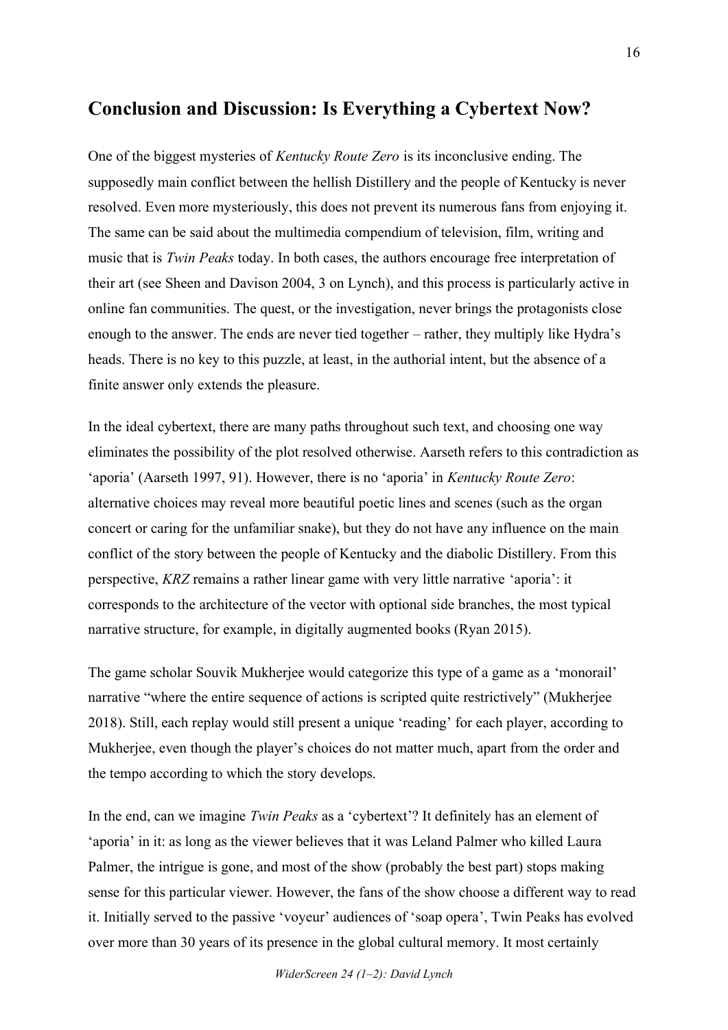## Conclusion and Discussion: Is Everything a Cybertext Now?

One of the biggest mysteries of *Kentucky Route Zero* is its inconclusive ending. The supposedly main conflict between the hellish Distillery and the people of Kentucky is never resolved. Even more mysteriously, this does not prevent its numerous fans from enjoying it. The same can be said about the multimedia compendium of television, film, writing and music that is *Twin Peaks* today. In both cases, the authors encourage free interpretation of their art (see Sheen and Davison 2004, 3 on Lynch), and this process is particularly active in online fan communities. The quest, or the investigation, never brings the protagonists close enough to the answer. The ends are never tied together – rather, they multiply like Hydra's heads. There is no key to this puzzle, at least, in the authorial intent, but the absence of a finite answer only extends the pleasure.

In the ideal cybertext, there are many paths throughout such text, and choosing one way eliminates the possibility of the plot resolved otherwise. Aarseth refers to this contradiction as 'aporia' (Aarseth 1997, 91). However, there is no 'aporia' in *Kentucky Route Zero*: alternative choices may reveal more beautiful poetic lines and scenes (such as the organ concert or caring for the unfamiliar snake), but they do not have any influence on the main conflict of the story between the people of Kentucky and the diabolic Distillery. From this perspective, *KRZ* remains a rather linear game with very little narrative 'aporia': it corresponds to the architecture of the vector with optional side branches, the most typical narrative structure, for example, in digitally augmented books (Ryan 2015).

The game scholar Souvik Mukherjee would categorize this type of a game as a 'monorail' narrative "where the entire sequence of actions is scripted quite restrictively" (Mukherjee 2018). Still, each replay would still present a unique 'reading' for each player, according to Mukherjee, even though the player's choices do not matter much, apart from the order and the tempo according to which the story develops.

In the end, can we imagine *Twin Peaks* as a 'cybertext'? It definitely has an element of 'aporia' in it: as long as the viewer believes that it was Leland Palmer who killed Laura Palmer, the intrigue is gone, and most of the show (probably the best part) stops making sense for this particular viewer. However, the fans of the show choose a different way to read it. Initially served to the passive 'voyeur' audiences of 'soap opera', Twin Peaks has evolved over more than 30 years of its presence in the global cultural memory. It most certainly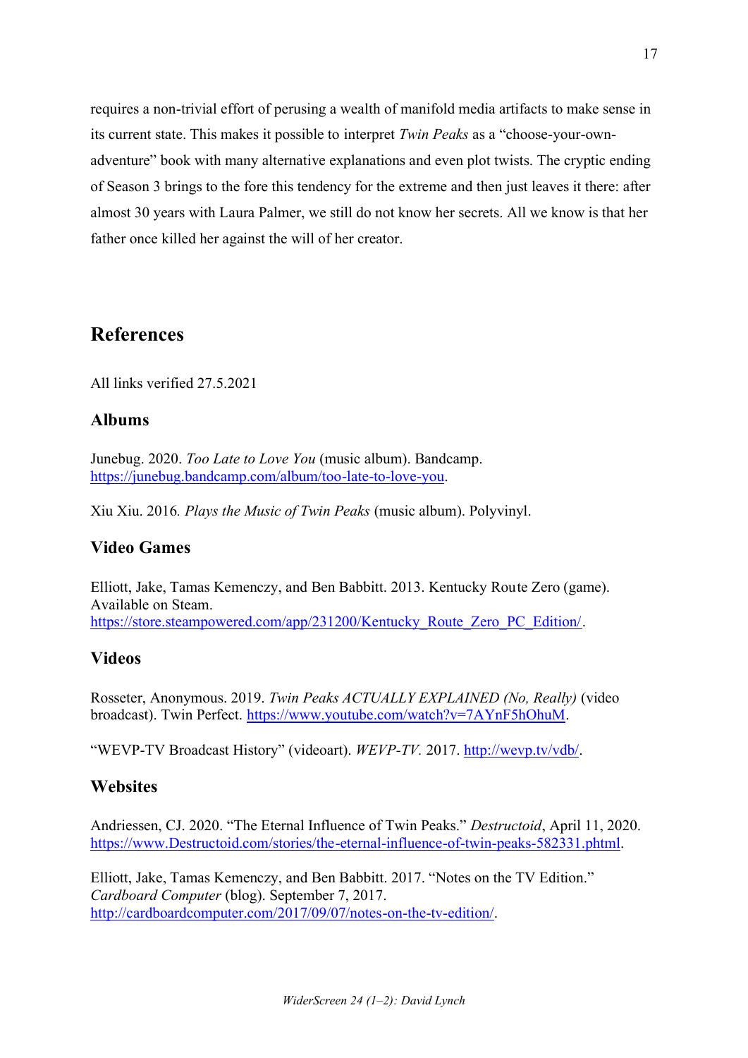requires a non-trivial effort of perusing a wealth of manifold media artifacts to make sense in its current state. This makes it possible to interpret *Twin Peaks* as a "choose-your-own-adventure" book with many alternative explanations and even plot twists. The cryptic ending of Season 3 brings to the fore this tendency for the extreme and then just leaves it there: after almost 30 years with Laura Palmer, we still do not know her secrets. All we know is that her father once killed her against the will of her creator.

## References

All links verified 27.5.2021

### Albums

Junebug. 2020. *Too Late to Love You* (music album). Bandcamp. https://junebug.bandcamp.com/album/too-late-to-love-you.

Xiu Xiu. 2016. *Plays the Music of Twin Peaks* (music album). Polyvinyl.

### Video Games

Elliott, Jake, Tamas Kemenczy, and Ben Babbitt. 2013. Kentucky Route Zero (game). Available on Steam. https://store.steampowered.com/app/231200/Kentucky_Route_Zero_PC_Edition/.

### Videos

Rosseter, Anonymous. 2019. *Twin Peaks ACTUALLY EXPLAINED (No, Really)* (video broadcast). Twin Perfect. https://www.youtube.com/watch?v=7AYnF5hOhuM.

"WEVP-TV Broadcast History" (videoart). *WEVP-TV.* 2017. http://wevp.tv/vdb/.

### Websites

Andriessen, CJ. 2020. "The Eternal Influence of Twin Peaks." *Destructoid*, April 11, 2020. https://www.Destructoid.com/stories/the-eternal-influence-of-twin-peaks-582331.phtml.

Elliott, Jake, Tamas Kemenczy, and Ben Babbitt. 2017. "Notes on the TV Edition." *Cardboard Computer* (blog). September 7, 2017. http://cardboardcomputer.com/2017/09/07/notes-on-the-tv-edition/.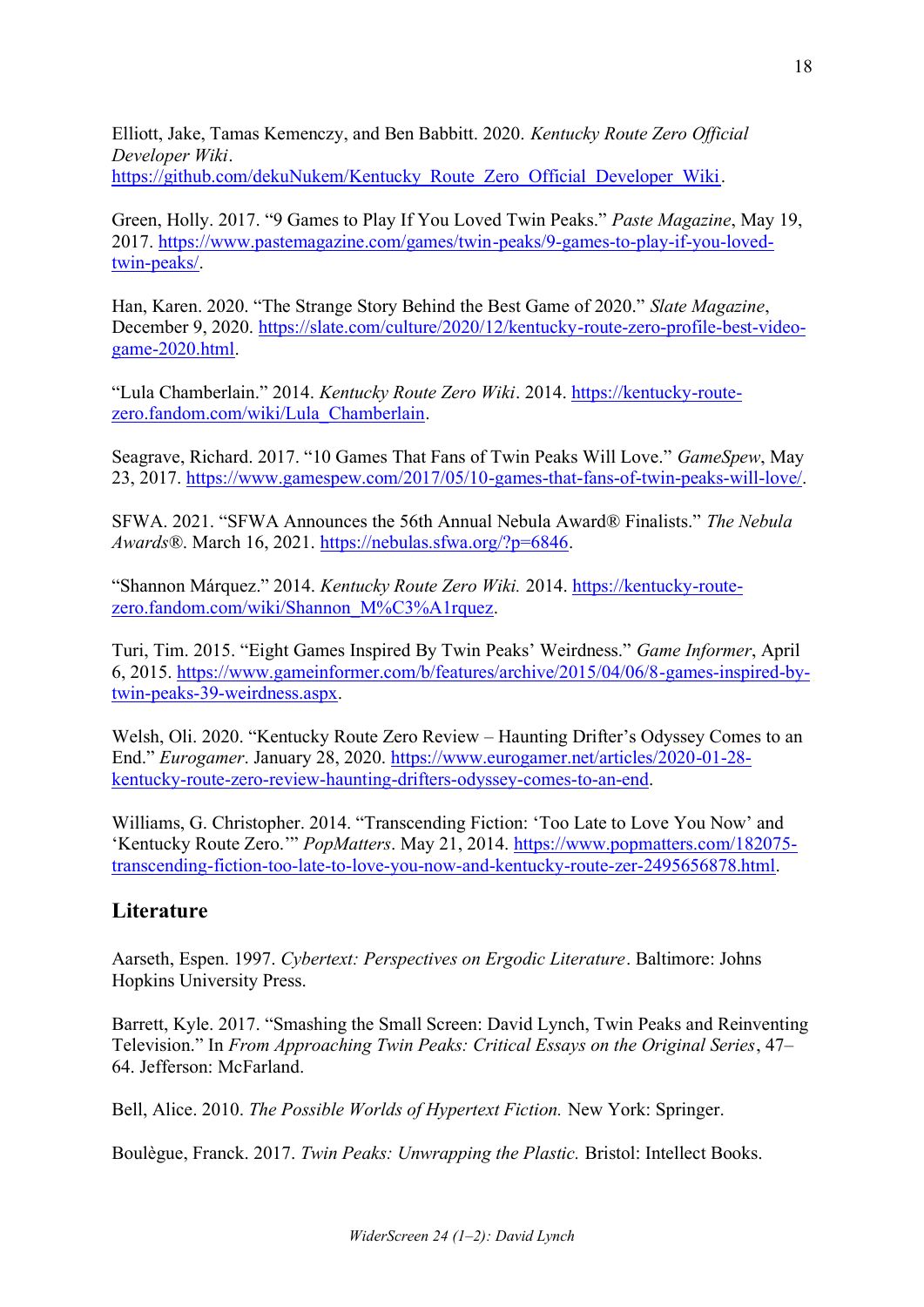Elliott, Jake, Tamas Kemenczy, and Ben Babbitt. 2020. *Kentucky Route Zero Official Developer Wiki*. https://github.com/dekuNukem/Kentucky_Route_Zero_Official_Developer_Wiki.

Green, Holly. 2017. "9 Games to Play If You Loved Twin Peaks." *Paste Magazine*, May 19, 2017. https://www.pastemagazine.com/games/twin-peaks/9-games-to-play-if-you-loved-twin-peaks/.

Han, Karen. 2020. "The Strange Story Behind the Best Game of 2020." *Slate Magazine*, December 9, 2020. https://slate.com/culture/2020/12/kentucky-route-zero-profile-best-video-game-2020.html.

"Lula Chamberlain." 2014. *Kentucky Route Zero Wiki*. 2014. https://kentucky-route-zero.fandom.com/wiki/Lula_Chamberlain.

Seagrave, Richard. 2017. "10 Games That Fans of Twin Peaks Will Love." *GameSpew*, May 23, 2017. https://www.gamespew.com/2017/05/10-games-that-fans-of-twin-peaks-will-love/.

SFWA. 2021. "SFWA Announces the 56th Annual Nebula Award® Finalists." *The Nebula Awards®*. March 16, 2021. https://nebulas.sfwa.org/?p=6846.

"Shannon Márquez." 2014. *Kentucky Route Zero Wiki.* 2014. https://kentucky-route-zero.fandom.com/wiki/Shannon_M%C3%A1rquez.

Turi, Tim. 2015. "Eight Games Inspired By Twin Peaks' Weirdness." *Game Informer*, April 6, 2015. https://www.gameinformer.com/b/features/archive/2015/04/06/8-games-inspired-by-twin-peaks-39-weirdness.aspx.

Welsh, Oli. 2020. "Kentucky Route Zero Review – Haunting Drifter's Odyssey Comes to an End." *Eurogamer*. January 28, 2020. https://www.eurogamer.net/articles/2020-01-28-kentucky-route-zero-review-haunting-drifters-odyssey-comes-to-an-end.

Williams, G. Christopher. 2014. "Transcending Fiction: 'Too Late to Love You Now' and 'Kentucky Route Zero.'" *PopMatters*. May 21, 2014. https://www.popmatters.com/182075-transcending-fiction-too-late-to-love-you-now-and-kentucky-route-zer-2495656878.html.

## Literature

Aarseth, Espen. 1997. *Cybertext: Perspectives on Ergodic Literature*. Baltimore: Johns Hopkins University Press.

Barrett, Kyle. 2017. "Smashing the Small Screen: David Lynch, Twin Peaks and Reinventing Television." In *From Approaching Twin Peaks: Critical Essays on the Original Series*, 47–64. Jefferson: McFarland.

Bell, Alice. 2010. *The Possible Worlds of Hypertext Fiction.* New York: Springer.

Boulègue, Franck. 2017. *Twin Peaks: Unwrapping the Plastic.* Bristol: Intellect Books.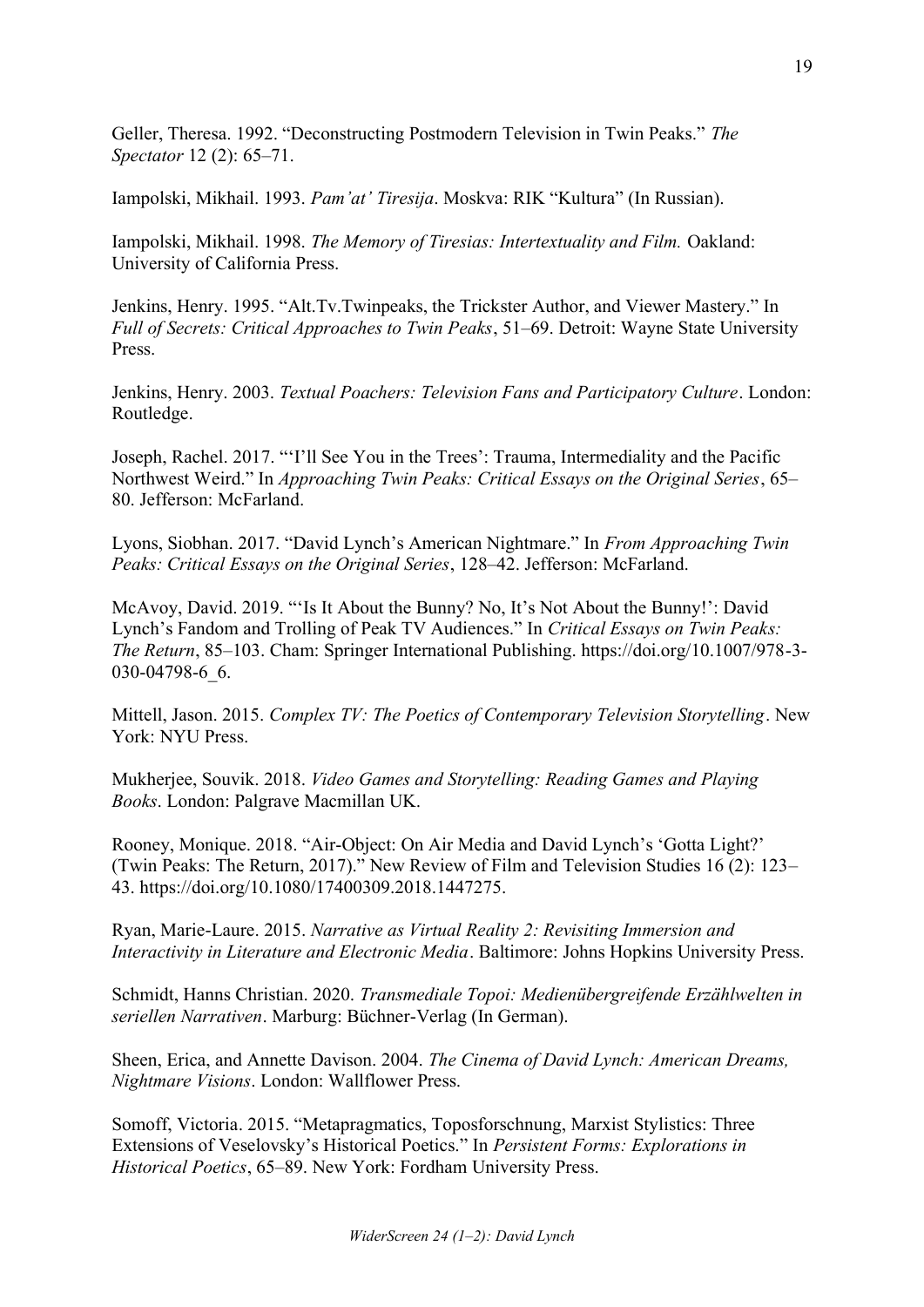Geller, Theresa. 1992. "Deconstructing Postmodern Television in Twin Peaks." *The Spectator* 12 (2): 65–71.

Iampolski, Mikhail. 1993. *Pam'at' Tiresija*. Moskva: RIK "Kultura" (In Russian).

Iampolski, Mikhail. 1998. *The Memory of Tiresias: Intertextuality and Film.* Oakland: University of California Press.

Jenkins, Henry. 1995. "Alt.Tv.Twinpeaks, the Trickster Author, and Viewer Mastery." In *Full of Secrets: Critical Approaches to Twin Peaks*, 51–69. Detroit: Wayne State University Press.

Jenkins, Henry. 2003. *Textual Poachers: Television Fans and Participatory Culture*. London: Routledge.

Joseph, Rachel. 2017. "'I'll See You in the Trees': Trauma, Intermediality and the Pacific Northwest Weird." In *Approaching Twin Peaks: Critical Essays on the Original Series*, 65–80. Jefferson: McFarland.

Lyons, Siobhan. 2017. "David Lynch's American Nightmare." In *From Approaching Twin Peaks: Critical Essays on the Original Series*, 128–42. Jefferson: McFarland.

McAvoy, David. 2019. "'Is It About the Bunny? No, It's Not About the Bunny!': David Lynch's Fandom and Trolling of Peak TV Audiences." In *Critical Essays on Twin Peaks: The Return*, 85–103. Cham: Springer International Publishing. https://doi.org/10.1007/978-3-030-04798-6_6.

Mittell, Jason. 2015. *Complex TV: The Poetics of Contemporary Television Storytelling*. New York: NYU Press.

Mukherjee, Souvik. 2018. *Video Games and Storytelling: Reading Games and Playing Books*. London: Palgrave Macmillan UK.

Rooney, Monique. 2018. "Air-Object: On Air Media and David Lynch's 'Gotta Light?' (Twin Peaks: The Return, 2017)." New Review of Film and Television Studies 16 (2): 123–43. https://doi.org/10.1080/17400309.2018.1447275.

Ryan, Marie-Laure. 2015. *Narrative as Virtual Reality 2: Revisiting Immersion and Interactivity in Literature and Electronic Media*. Baltimore: Johns Hopkins University Press.

Schmidt, Hanns Christian. 2020. *Transmediale Topoi: Medienübergreifende Erzählwelten in seriellen Narrativen*. Marburg: Büchner-Verlag (In German).

Sheen, Erica, and Annette Davison. 2004. *The Cinema of David Lynch: American Dreams, Nightmare Visions*. London: Wallflower Press.

Somoff, Victoria. 2015. "Metapragmatics, Toposforschnung, Marxist Stylistics: Three Extensions of Veselovsky's Historical Poetics." In *Persistent Forms: Explorations in Historical Poetics*, 65–89. New York: Fordham University Press.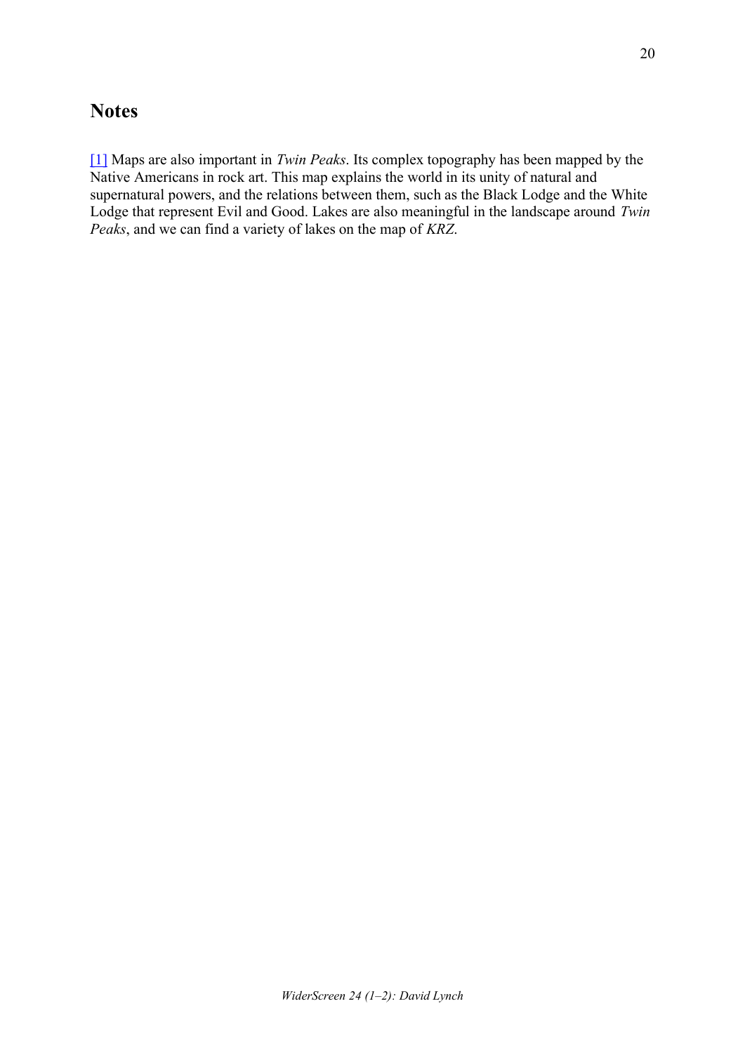## Notes

[1] Maps are also important in *Twin Peaks*. Its complex topography has been mapped by the Native Americans in rock art. This map explains the world in its unity of natural and supernatural powers, and the relations between them, such as the Black Lodge and the White Lodge that represent Evil and Good. Lakes are also meaningful in the landscape around *Twin Peaks*, and we can find a variety of lakes on the map of *KRZ*.